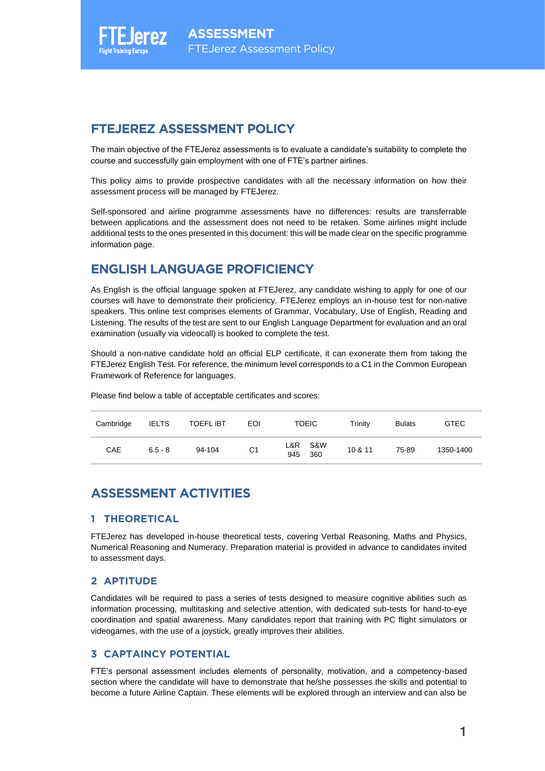# FTEJEREZ ASSESSMENT POLICY

The main objective of the FTEJerez assessments is to evaluate a candidate's suitability to complete the course and successfully gain employment with one of FTE's partner airlines.

This policy aims to provide prospective candidates with all the necessary information on how their assessment process will be managed by FTEJerez.

Self-sponsored and airline programme assessments have no differences: results are transferrable between applications and the assessment does not need to be retaken. Some airlines might include additional tests to the ones presented in this document: this will be made clear on the specific programme information page.

# ENGLISH LANGUAGE PROFICIENCY

As English is the official language spoken at FTEJerez, any candidate wishing to apply for one of our courses will have to demonstrate their proficiency. FTEJerez employs an in-house test for non-native speakers. This online test comprises elements of Grammar, Vocabulary, Use of English, Reading and Listening. The results of the test are sent to our English Language Department for evaluation and an oral examination (usually via videocall) is booked to complete the test.

Should a non-native candidate hold an official ELP certificate, it can exonerate them from taking the FTEJerez English Test. For reference, the minimum level corresponds to a C1 in the Common European Framework of Reference for languages.

Please find below a table of acceptable certificates and scores:

| Cambridge | IELTS | TOEFL iBT | EOI | TOEIC | | Trinity | Bulats | GTEC |
|---|---|---|---|---|---|---|---|---|
| CAE | 6.5 - 8 | 94-104 | C1 | L&R 945 | S&W 360 | 10 & 11 | 75-89 | 1350-1400 |

# ASSESSMENT ACTIVITIES

## 1 THEORETICAL

FTEJerez has developed in-house theoretical tests, covering Verbal Reasoning, Maths and Physics, Numerical Reasoning and Numeracy. Preparation material is provided in advance to candidates invited to assessment days.

## 2 APTITUDE

Candidates will be required to pass a series of tests designed to measure cognitive abilities such as information processing, multitasking and selective attention, with dedicated sub-tests for hand-to-eye coordination and spatial awareness. Many candidates report that training with PC flight simulators or videogames, with the use of a joystick, greatly improves their abilities.

## 3 CAPTAINCY POTENTIAL

FTE's personal assessment includes elements of personality, motivation, and a competency-based section where the candidate will have to demonstrate that he/she possesses the skills and potential to become a future Airline Captain. These elements will be explored through an interview and can also be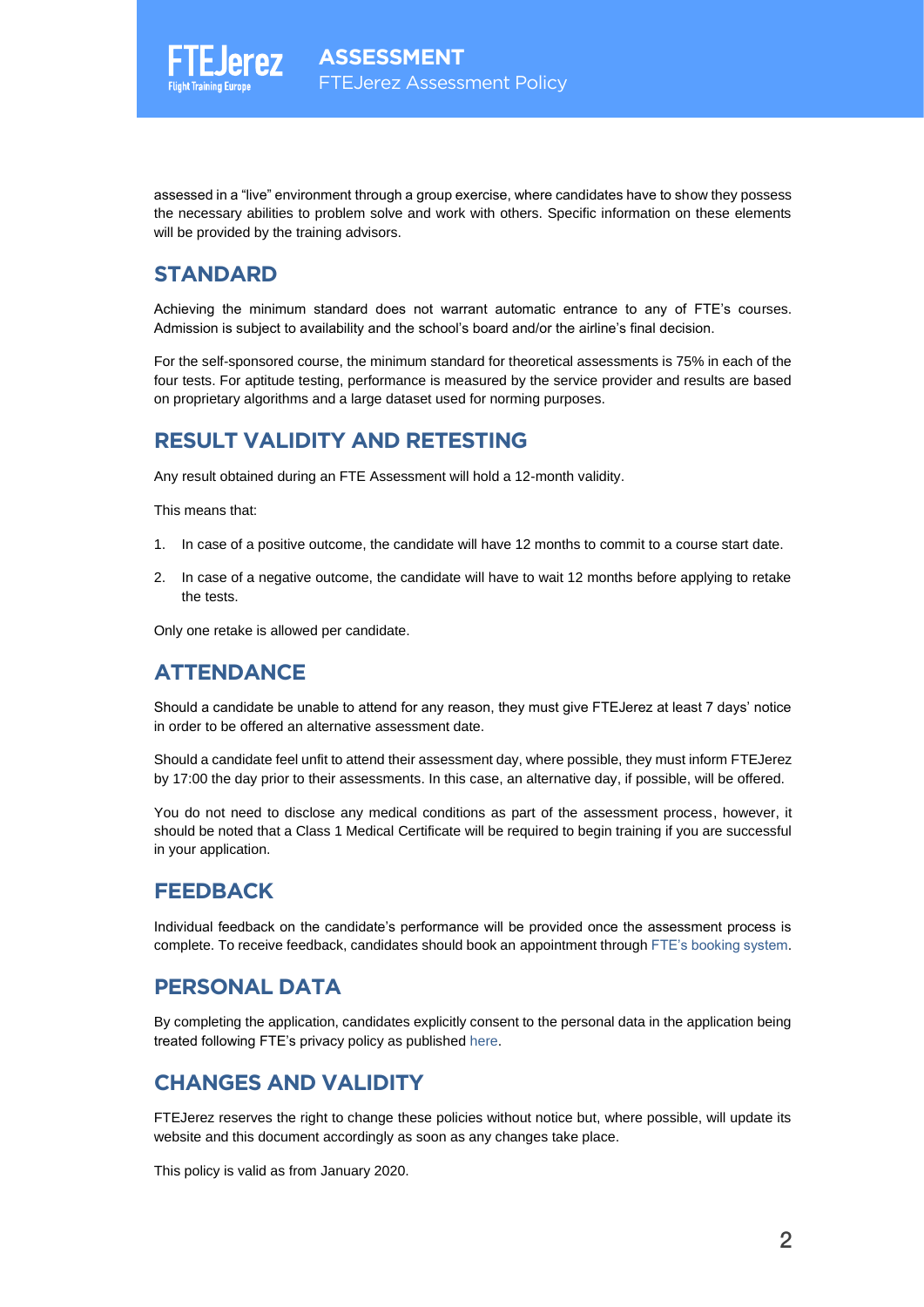assessed in a “live” environment through a group exercise, where candidates have to show they possess the necessary abilities to problem solve and work with others. Specific information on these elements will be provided by the training advisors.

## STANDARD

Achieving the minimum standard does not warrant automatic entrance to any of FTE’s courses. Admission is subject to availability and the school’s board and/or the airline’s final decision.

For the self-sponsored course, the minimum standard for theoretical assessments is 75% in each of the four tests. For aptitude testing, performance is measured by the service provider and results are based on proprietary algorithms and a large dataset used for norming purposes.

## RESULT VALIDITY AND RETESTING

Any result obtained during an FTE Assessment will hold a 12-month validity.

This means that:

1. In case of a positive outcome, the candidate will have 12 months to commit to a course start date.
2. In case of a negative outcome, the candidate will have to wait 12 months before applying to retake the tests.

Only one retake is allowed per candidate.

## ATTENDANCE

Should a candidate be unable to attend for any reason, they must give FTEJerez at least 7 days’ notice in order to be offered an alternative assessment date.

Should a candidate feel unfit to attend their assessment day, where possible, they must inform FTEJerez by 17:00 the day prior to their assessments. In this case, an alternative day, if possible, will be offered.

You do not need to disclose any medical conditions as part of the assessment process, however, it should be noted that a Class 1 Medical Certificate will be required to begin training if you are successful in your application.

## FEEDBACK

Individual feedback on the candidate’s performance will be provided once the assessment process is complete. To receive feedback, candidates should book an appointment through FTE’s booking system.

## PERSONAL DATA

By completing the application, candidates explicitly consent to the personal data in the application being treated following FTE’s privacy policy as published here.

## CHANGES AND VALIDITY

FTEJerez reserves the right to change these policies without notice but, where possible, will update its website and this document accordingly as soon as any changes take place.

This policy is valid as from January 2020.